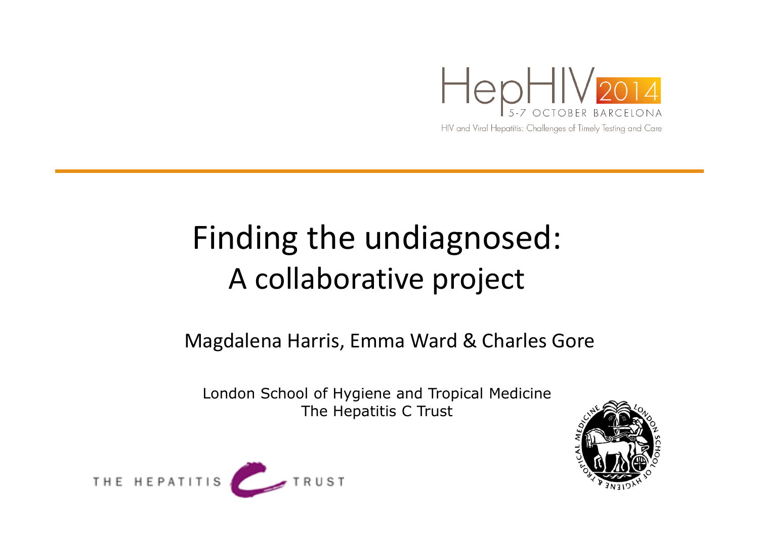HepHIV 2014

5-7 OCTOBER BARCELONA

HIV and Viral Hepatitis: Challenges of Timely Testing and Care

# Finding the undiagnosed:
## A collaborative project

Magdalena Harris, Emma Ward & Charles Gore

London School of Hygiene and Tropical Medicine
The Hepatitis C Trust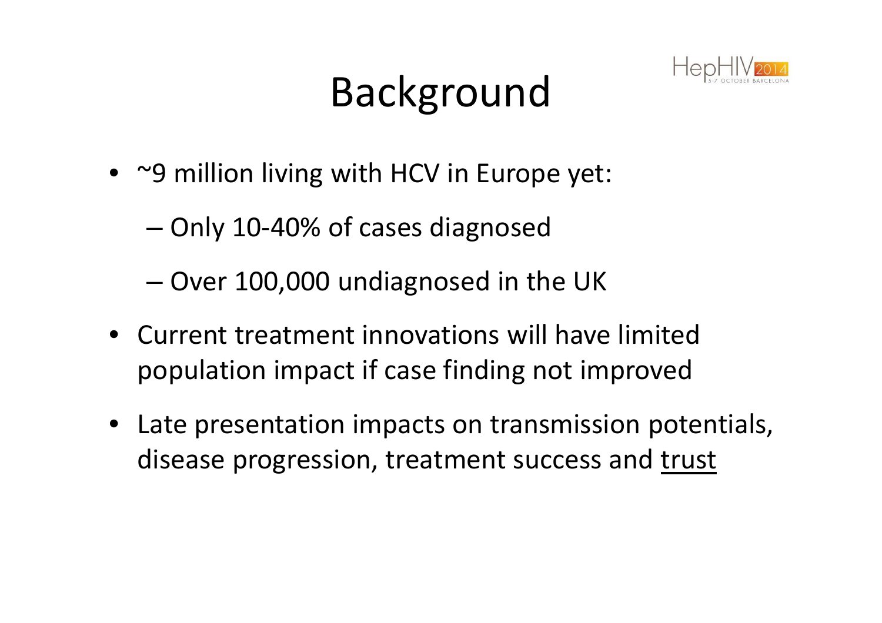# Background

- ~9 million living with HCV in Europe yet:
  - Only 10-40% of cases diagnosed
  - Over 100,000 undiagnosed in the UK
- Current treatment innovations will have limited population impact if case finding not improved
- Late presentation impacts on transmission potentials, disease progression, treatment success and <u>trust</u>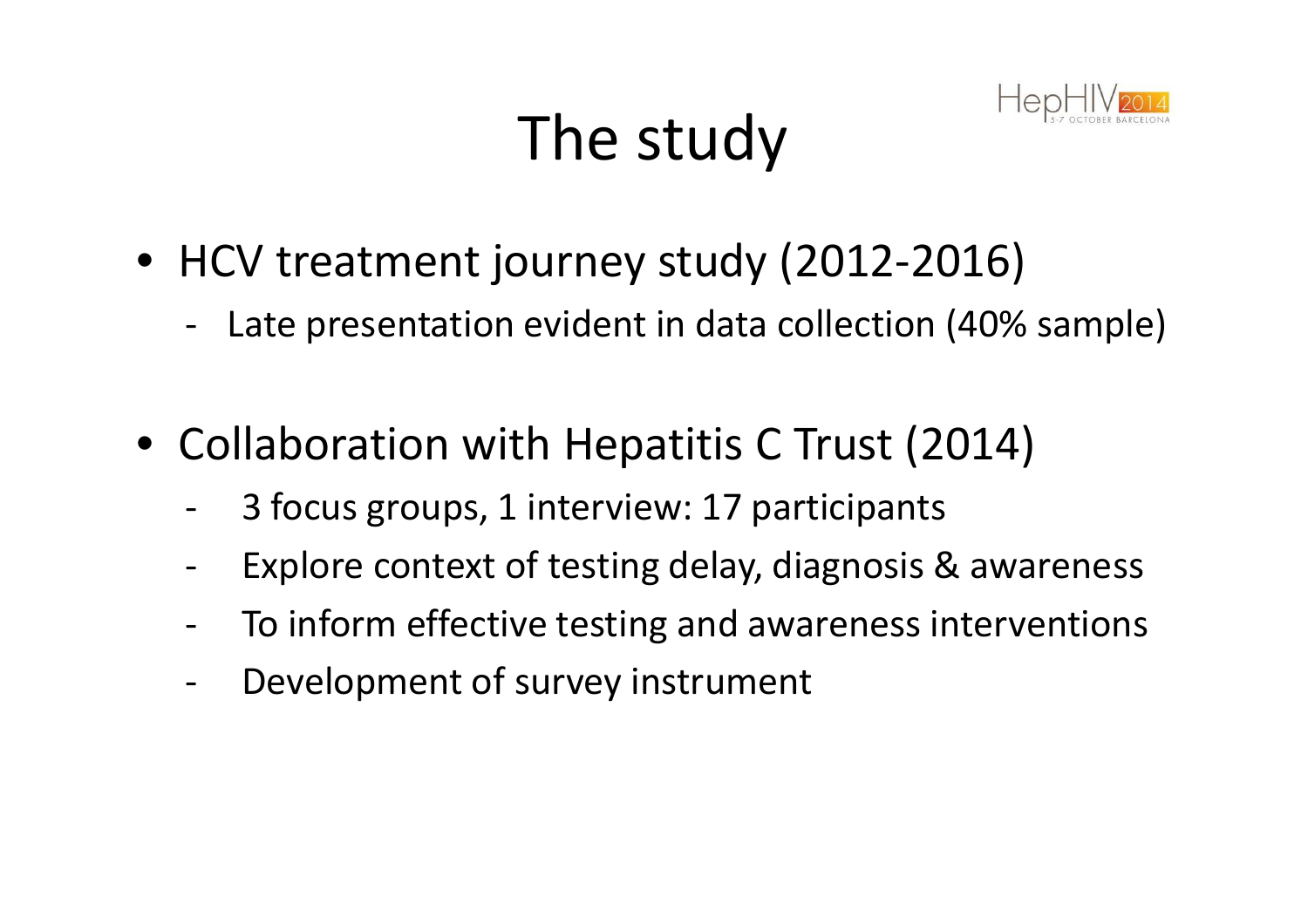# The study

- HCV treatment journey study (2012-2016)
  - Late presentation evident in data collection (40% sample)
- Collaboration with Hepatitis C Trust (2014)
  - 3 focus groups, 1 interview: 17 participants
  - Explore context of testing delay, diagnosis & awareness
  - To inform effective testing and awareness interventions
  - Development of survey instrument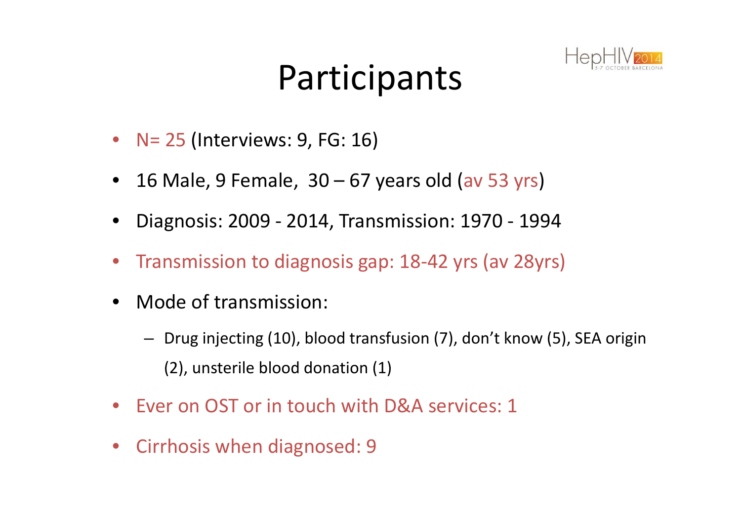# Participants

- N= 25 (Interviews: 9, FG: 16)
- 16 Male, 9 Female, 30 – 67 years old (av 53 yrs)
- Diagnosis: 2009 - 2014, Transmission: 1970 - 1994
- Transmission to diagnosis gap: 18-42 yrs (av 28yrs)
- Mode of transmission:
  - Drug injecting (10), blood transfusion (7), don't know (5), SEA origin (2), unsterile blood donation (1)
- Ever on OST or in touch with D&A services: 1
- Cirrhosis when diagnosed: 9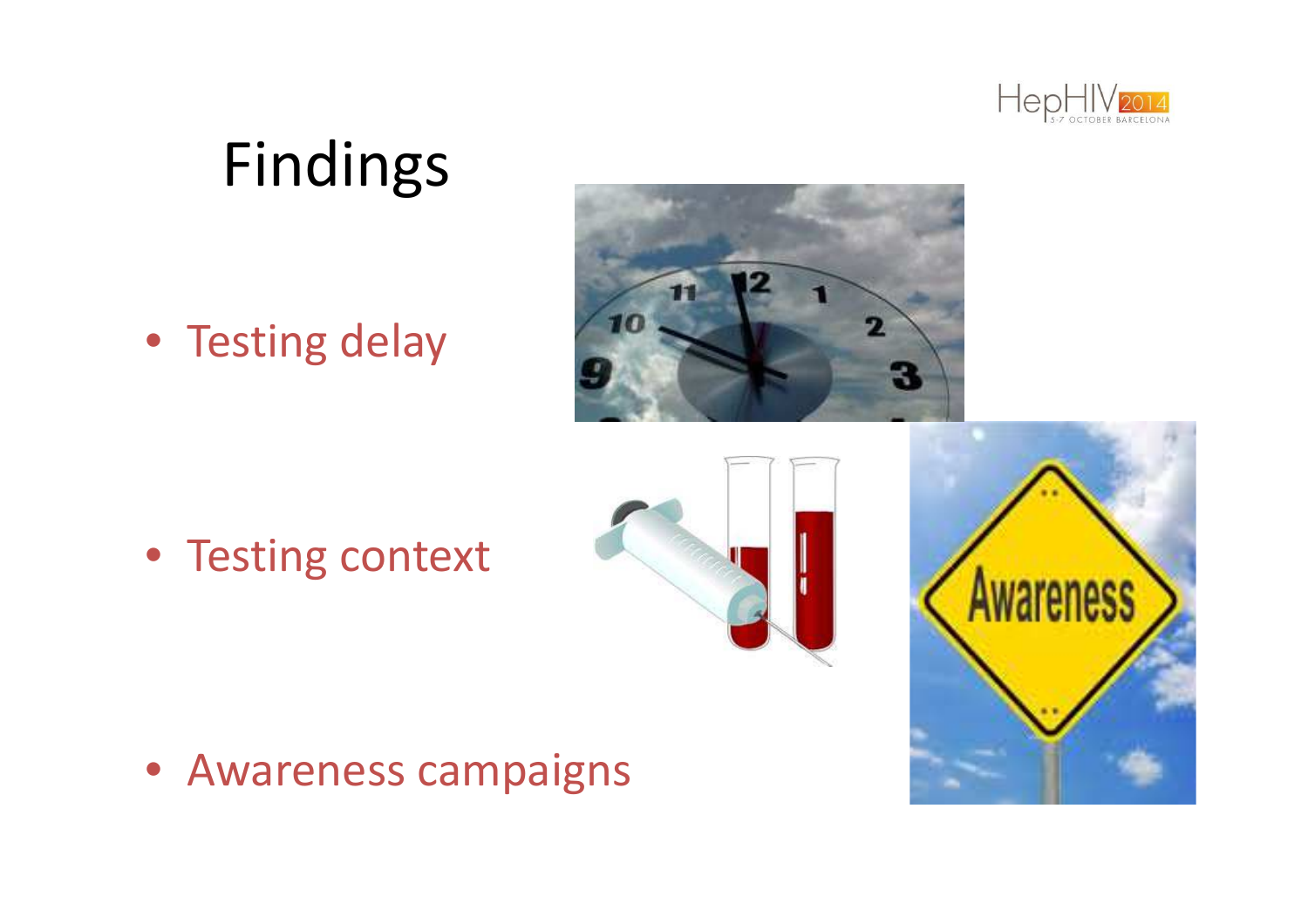# Findings

- Testing delay
- Testing context
- Awareness campaigns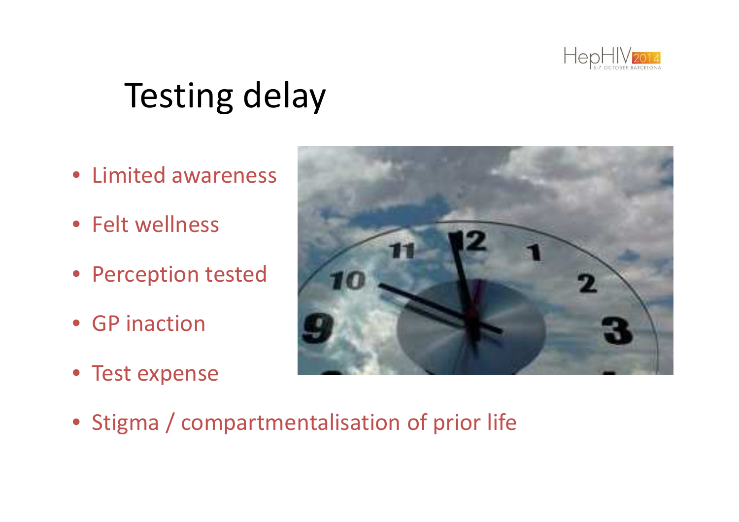# Testing delay

- Limited awareness
- Felt wellness
- Perception tested
- GP inaction
- Test expense
- Stigma / compartmentalisation of prior life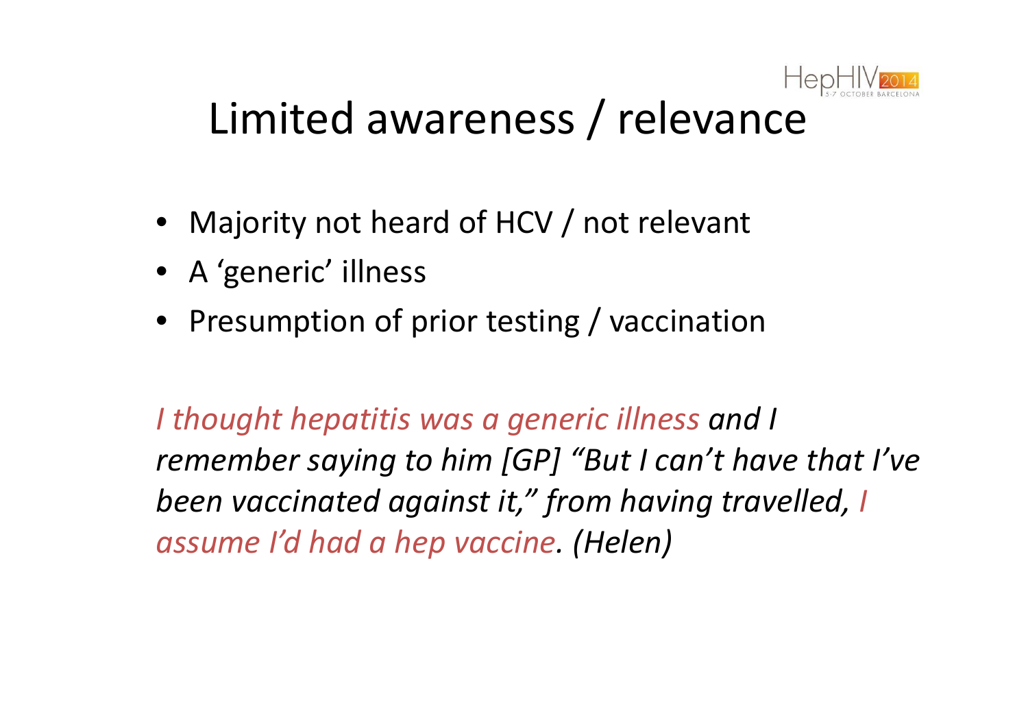# Limited awareness / relevance

- Majority not heard of HCV / not relevant
- A 'generic' illness
- Presumption of prior testing / vaccination

*I thought hepatitis was a generic illness and I remember saying to him [GP] "But I can't have that I've been vaccinated against it," from having travelled, I assume I'd had a hep vaccine. (Helen)*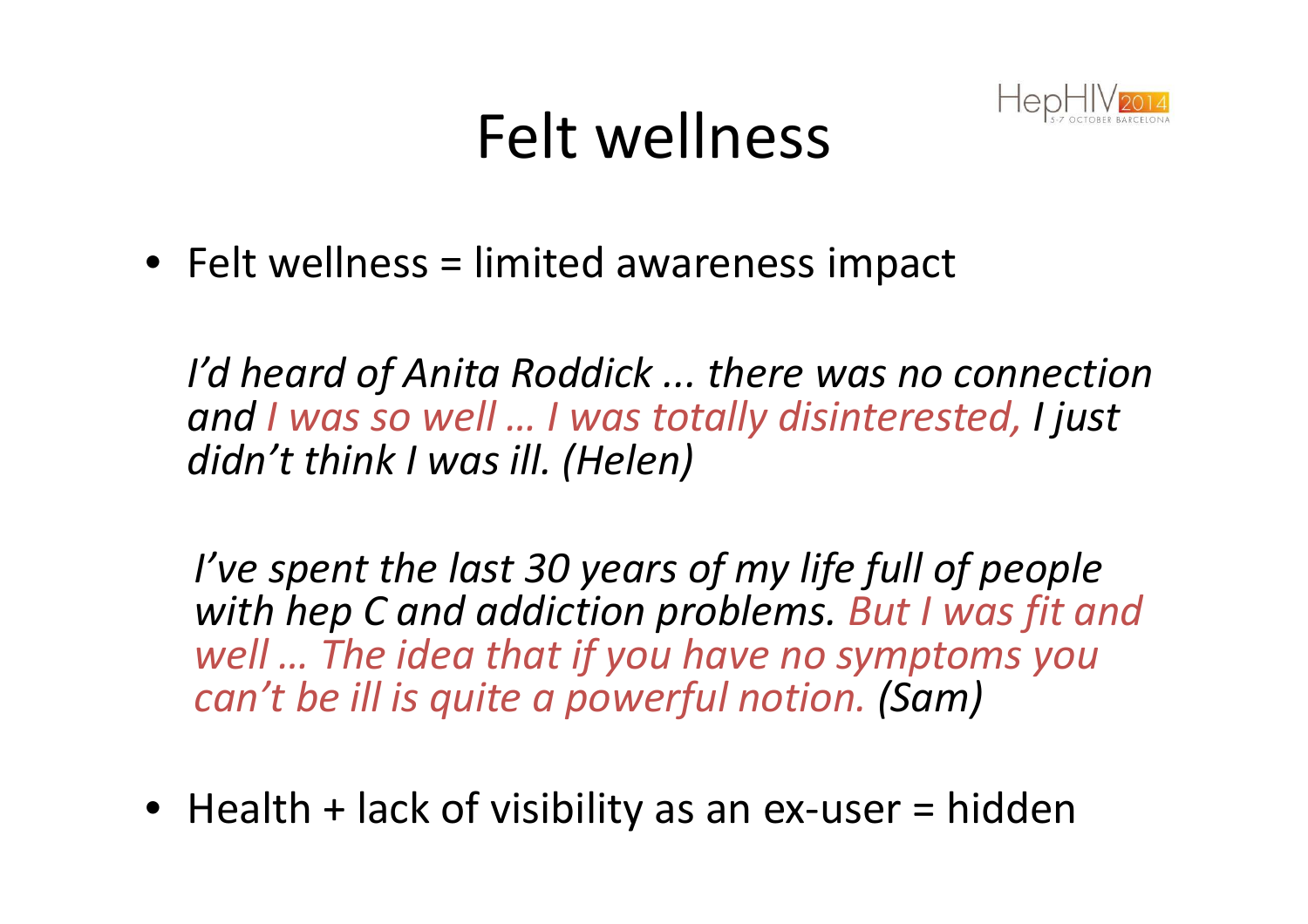# Felt wellness

- Felt wellness = limited awareness impact

*I'd heard of Anita Roddick ... there was no connection and I was so well … I was totally disinterested, I just didn't think I was ill. (Helen)*

*I've spent the last 30 years of my life full of people with hep C and addiction problems. But I was fit and well … The idea that if you have no symptoms you can't be ill is quite a powerful notion. (Sam)*

- Health + lack of visibility as an ex-user = hidden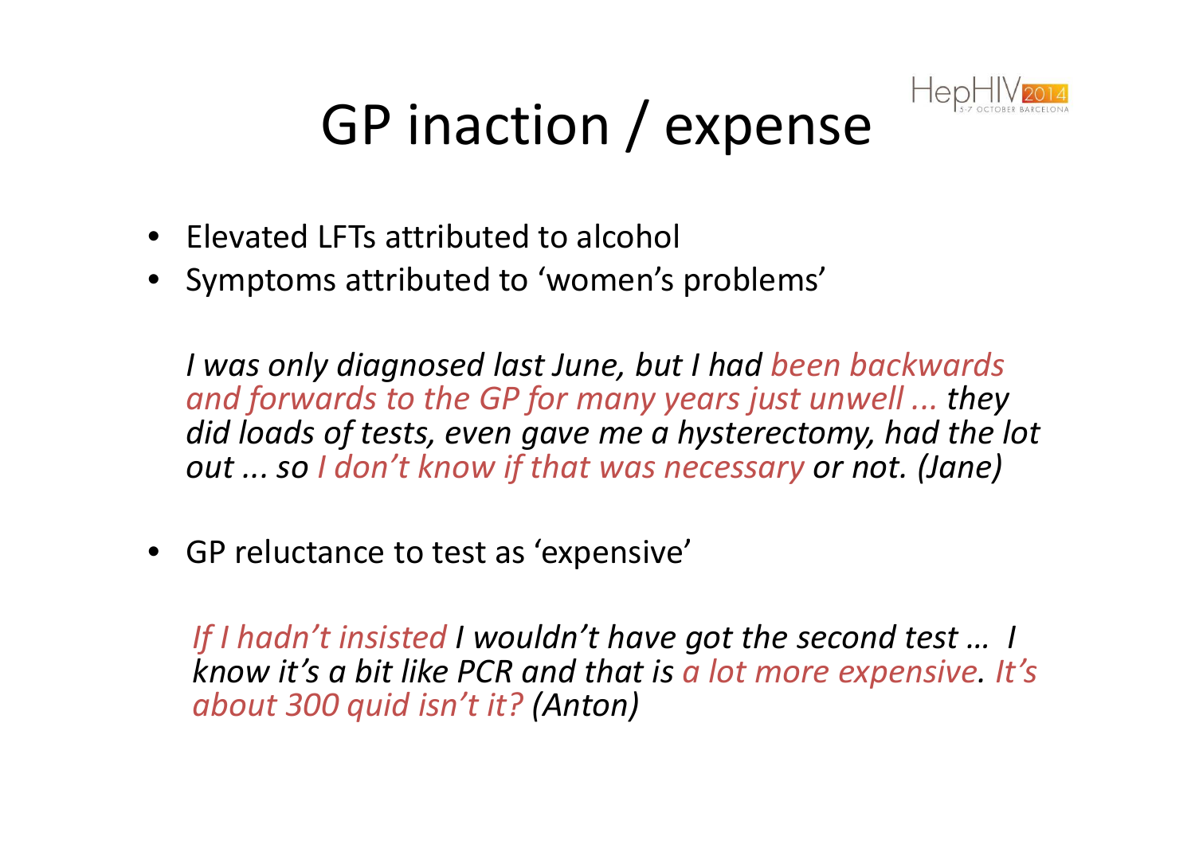# GP inaction / expense

- Elevated LFTs attributed to alcohol
- Symptoms attributed to 'women's problems'

*I was only diagnosed last June, but I had been backwards and forwards to the GP for many years just unwell ... they did loads of tests, even gave me a hysterectomy, had the lot out ... so I don't know if that was necessary or not. (Jane)*

- GP reluctance to test as 'expensive'

*If I hadn't insisted I wouldn't have got the second test … I know it's a bit like PCR and that is a lot more expensive. It's about 300 quid isn't it? (Anton)*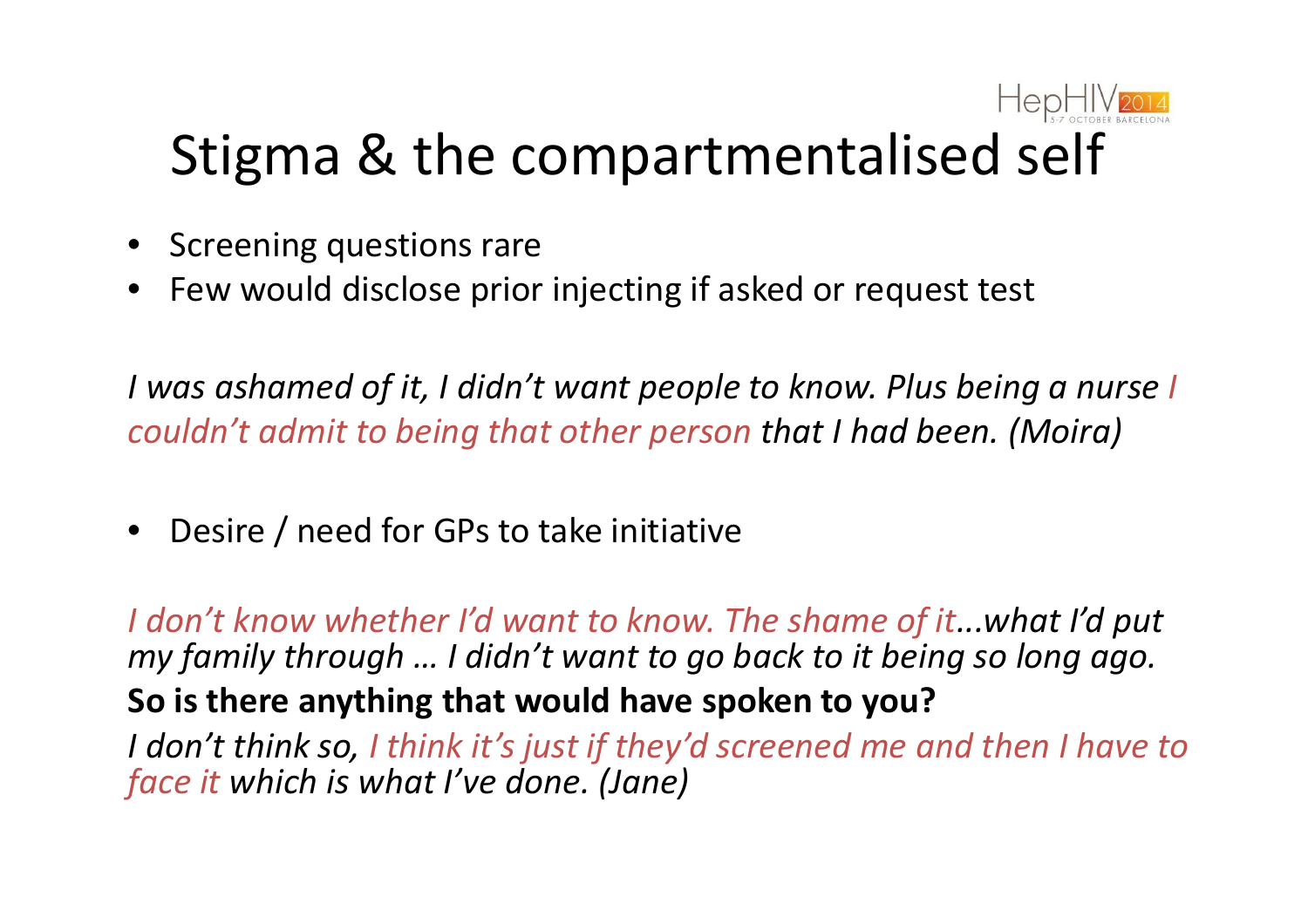# Stigma & the compartmentalised self

- Screening questions rare
- Few would disclose prior injecting if asked or request test

*I was ashamed of it, I didn't want people to know. Plus being a nurse I couldn't admit to being that other person that I had been. (Moira)*

- Desire / need for GPs to take initiative

*I don't know whether I'd want to know. The shame of it...what I'd put my family through … I didn't want to go back to it being so long ago.*

**So is there anything that would have spoken to you?**

*I don't think so, I think it's just if they'd screened me and then I have to face it which is what I've done. (Jane)*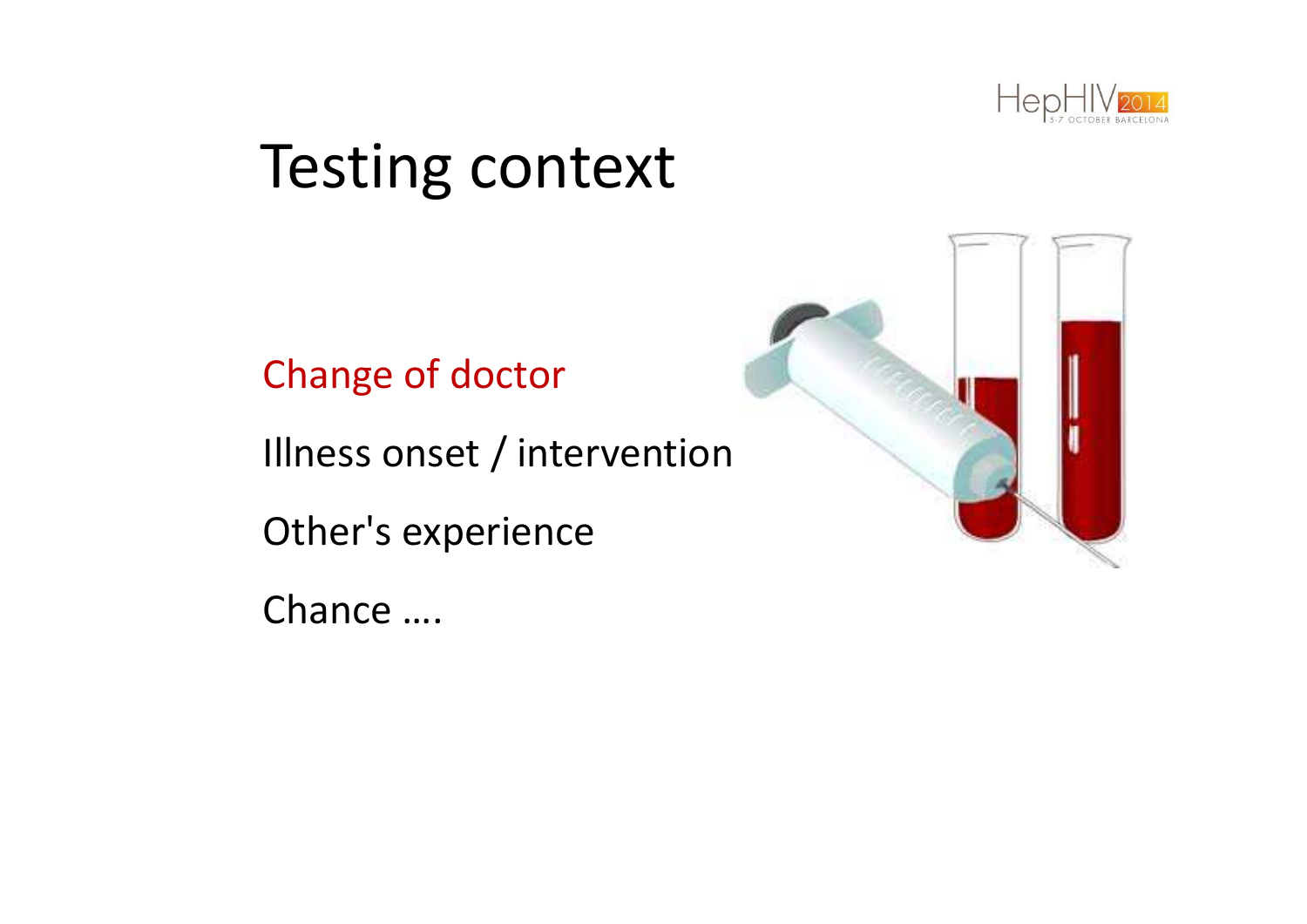# Testing context

Change of doctor

Illness onset / intervention

Other's experience

Chance ….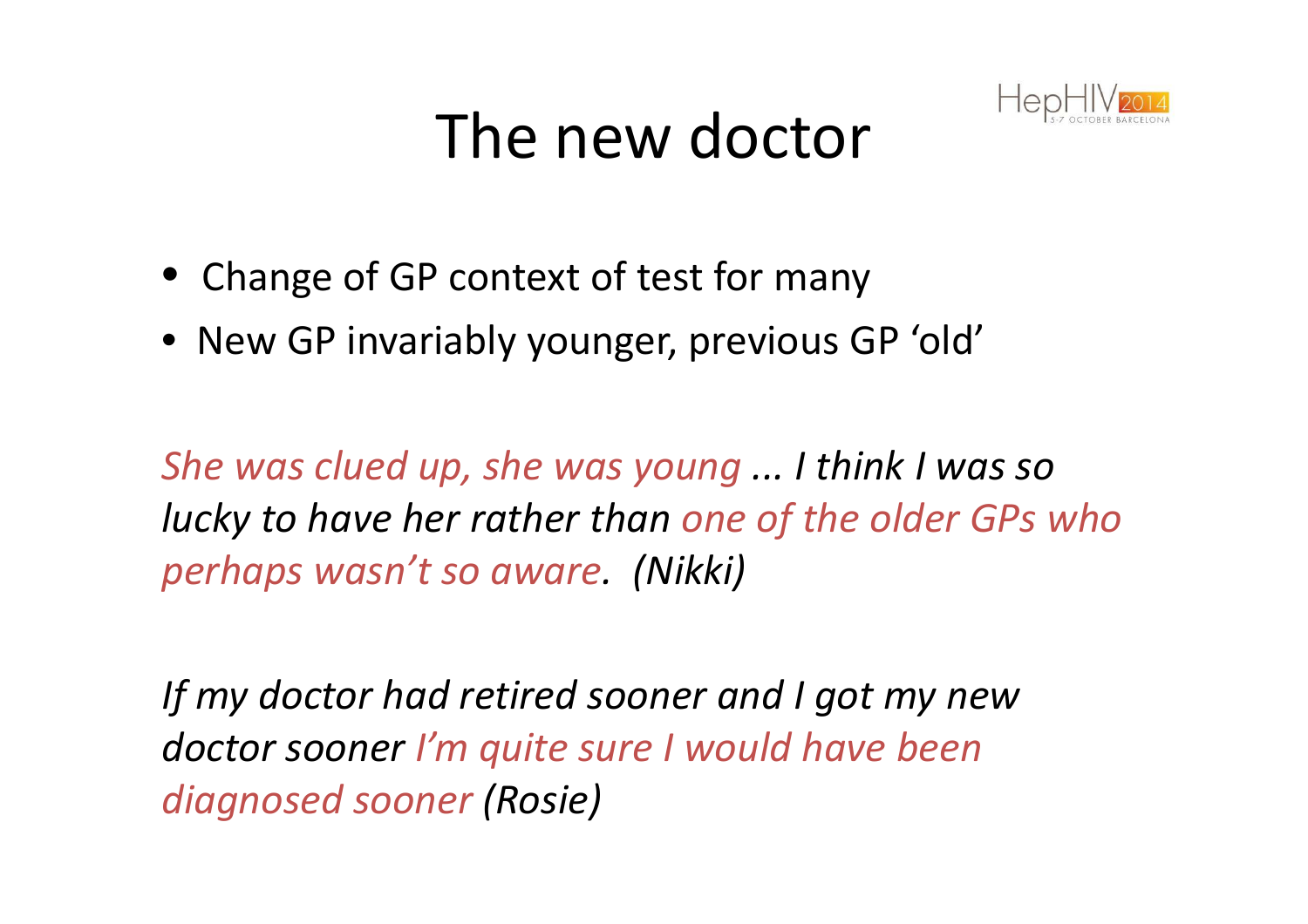# The new doctor

- Change of GP context of test for many
- New GP invariably younger, previous GP 'old'

*She was clued up, she was young ... I think I was so lucky to have her rather than one of the older GPs who perhaps wasn't so aware. (Nikki)*

*If my doctor had retired sooner and I got my new doctor sooner I'm quite sure I would have been diagnosed sooner (Rosie)*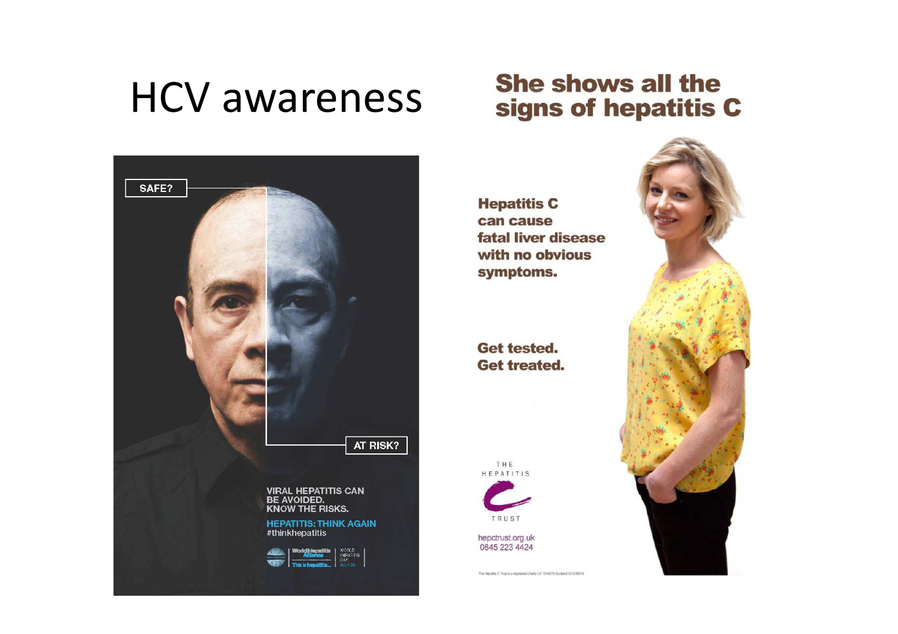# HCV awareness

SAFE?

AT RISK?

VIRAL HEPATITIS CAN BE AVOIDED. KNOW THE RISKS.

HEPATITIS: THINK AGAIN
#thinkhepatitis

World Hepatitis Alliance | WORLD HEPATITIS DAY JULY 28

This is hepatitis...

## She shows all the signs of hepatitis C

**Hepatitis C can cause fatal liver disease with no obvious symptoms.**

**Get tested. Get treated.**

THE HEPATITIS C TRUST

hepctrust.org.uk
0845 223 4424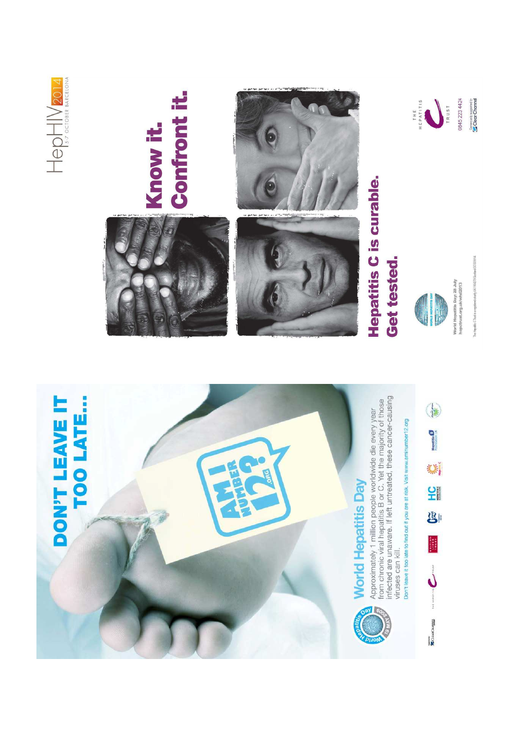HepHIV 2014
5-7 OCTOBER BARCELONA

# DON'T LEAVE IT TOO LATE...

AM I NUMBER 12? .ORG

## World Hepatitis Day

Approximately 1 million people worldwide die every year from chronic viral hepatitis B or C. Yet the majority of those infected are unaware. If left untreated, these cancer-causing viruses can kill.

Don't leave it too late to find out if you are at risk. Visit www.aminumber12.org

# Know it. Confront it.

## Hepatitis C is curable. Get tested.

World Hepatitis Day: 28 July
hepctrust.org.uk/whd2013

The Hepatitis C Trust

0845 223 4424

Generously supported by Clear Channel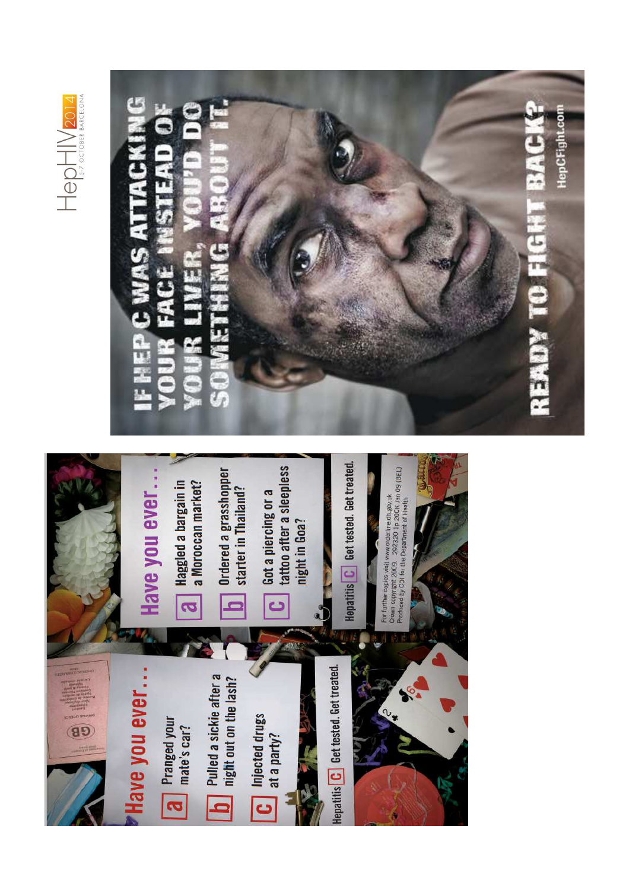IF HEP C WAS ATTACKING YOUR FACE INSTEAD OF YOUR LIVER, YOU'D DO SOMETHING ABOUT IT.

READY TO FIGHT BACK?

HepCFight.com

## Have you ever...

**a** Pranged your mate's car?

**b** Pulled a sickie after a night out on the lash?

**c** Injected drugs at a party?

Hepatitis **C** Get tested. Get treated.

## Have you ever...

**a** Haggled a bargain in a Moroccan market?

**b** Ordered a grasshopper starter in Thailand?

**c** Got a piercing or a tattoo after a sleepless night in Goa?

Hepatitis **C** Get tested. Get treated.

For further copies visit www.orderline.dh.gov.uk
Crown copyright 2009. 292320 1p 200K Jan 09 (BEL)
Produced by COI for the Department of Health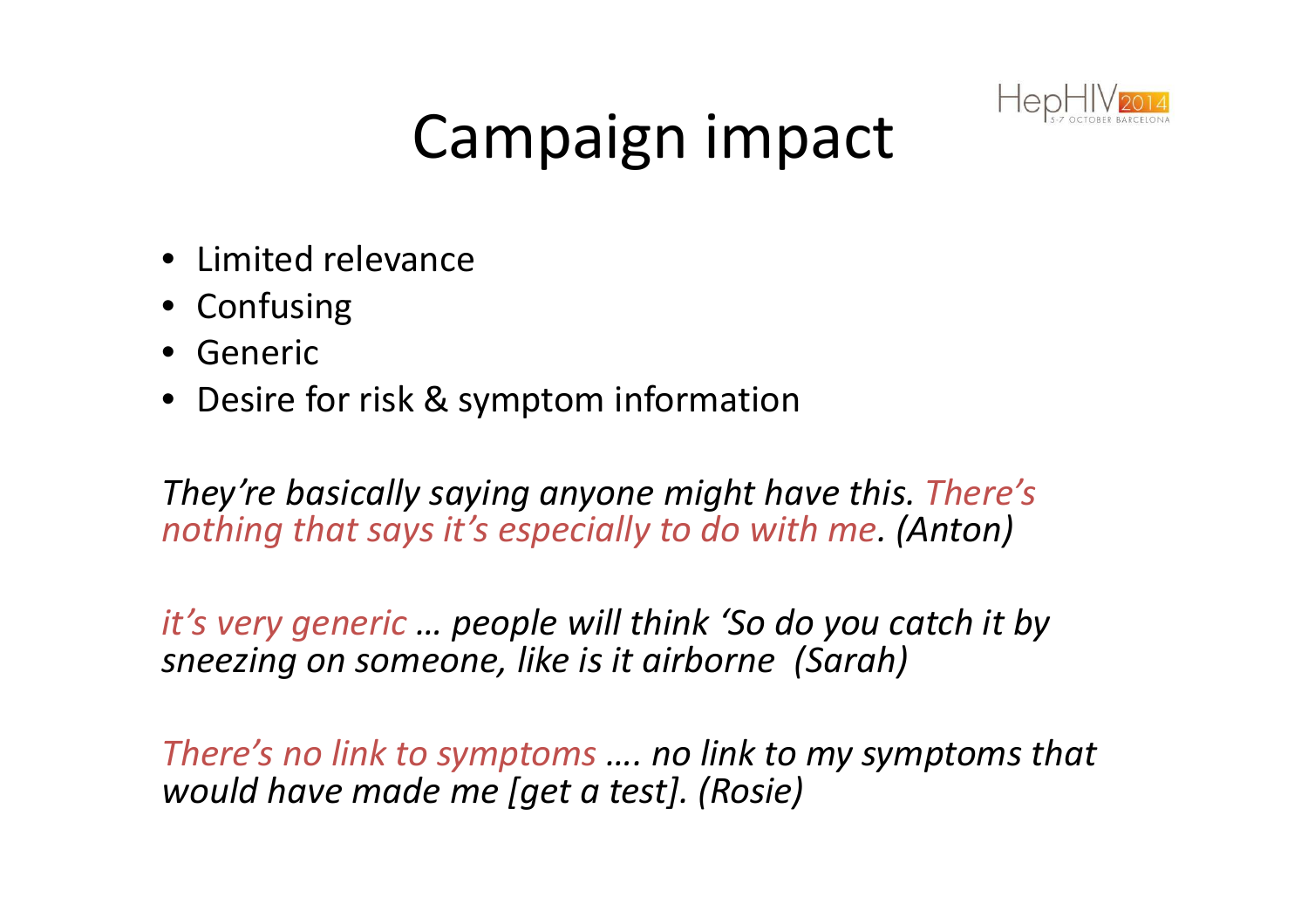# Campaign impact

- Limited relevance
- Confusing
- Generic
- Desire for risk & symptom information

*They're basically saying anyone might have this. There's nothing that says it's especially to do with me. (Anton)*

*it's very generic … people will think 'So do you catch it by sneezing on someone, like is it airborne (Sarah)*

*There's no link to symptoms …. no link to my symptoms that would have made me [get a test]. (Rosie)*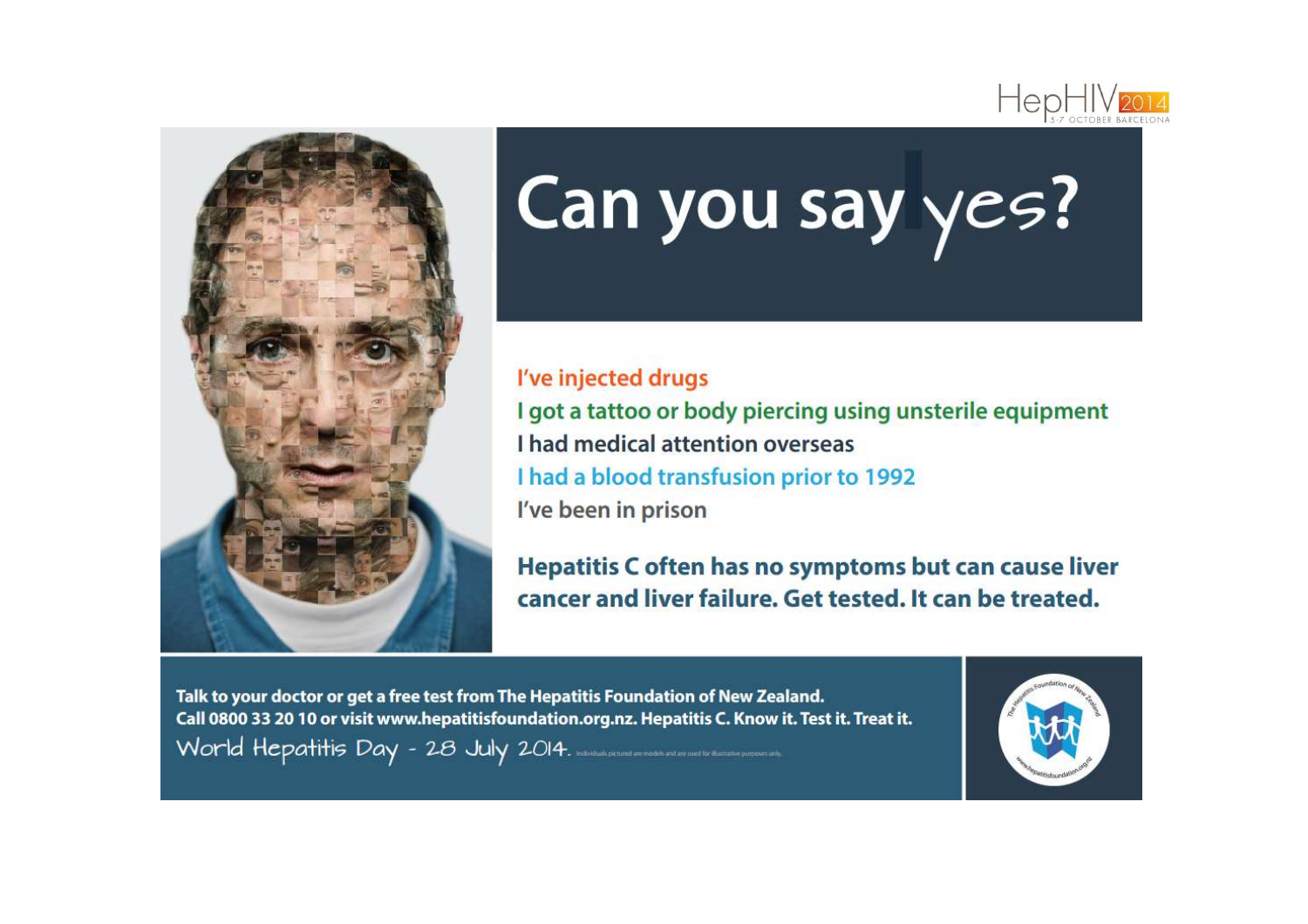# Can you say yes?

I've injected drugs

I got a tattoo or body piercing using unsterile equipment

I had medical attention overseas

I had a blood transfusion prior to 1992

I've been in prison

**Hepatitis C often has no symptoms but can cause liver cancer and liver failure. Get tested. It can be treated.**

**Talk to your doctor or get a free test from The Hepatitis Foundation of New Zealand. Call 0800 33 20 10 or visit www.hepatitisfoundation.org.nz. Hepatitis C. Know it. Test it. Treat it.**

World Hepatitis Day - 28 July 2014. Individuals pictured are models and are used for illustrative purposes only.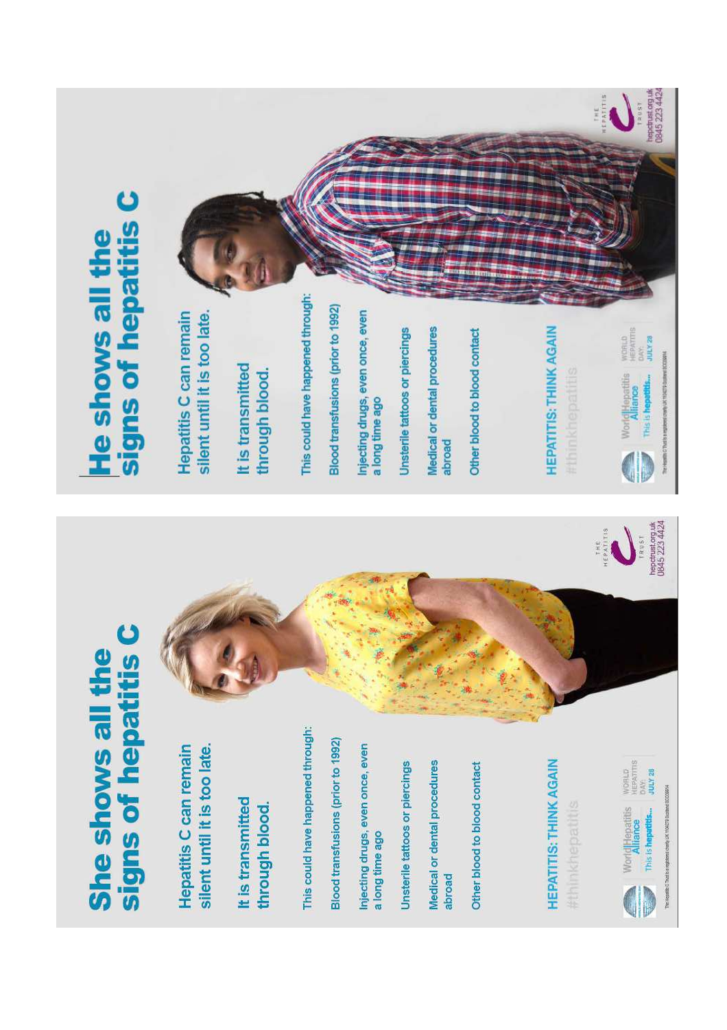# She shows all the signs of hepatitis C

Hepatitis C can remain silent until it is too late.

It is transmitted through blood.

This could have happened through:

Blood transfusions (prior to 1992)

Injecting drugs, even once, even a long time ago

Unsterile tattoos or piercings

Medical or dental procedures abroad

Other blood to blood contact

**HEPATITIS: THINK AGAIN**

#thinkhepatitis

World Hepatitis Alliance

This is hepatitis...

WORLD HEPATITIS DAY: JULY 28

THE HEPATITIS C TRUST

hepctrust.org.uk
0845 223 4424

# He shows all the signs of hepatitis C

Hepatitis C can remain silent until it is too late.

It is transmitted through blood.

This could have happened through:

Blood transfusions (prior to 1992)

Injecting drugs, even once, even a long time ago

Unsterile tattoos or piercings

Medical or dental procedures abroad

Other blood to blood contact

**HEPATITIS: THINK AGAIN**

#thinkhepatitis

World Hepatitis Alliance

This is hepatitis...

WORLD HEPATITIS DAY: JULY 28

THE HEPATITIS C TRUST

hepctrust.org.uk
0845 223 4424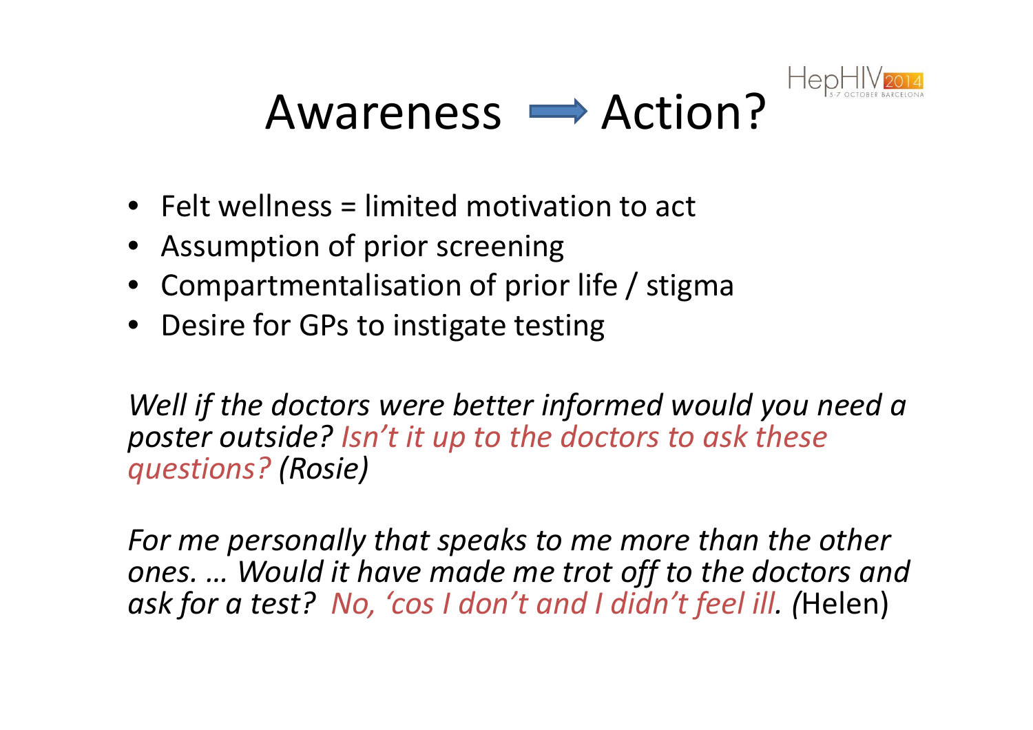# Awareness → Action?

- Felt wellness = limited motivation to act
- Assumption of prior screening
- Compartmentalisation of prior life / stigma
- Desire for GPs to instigate testing

*Well if the doctors were better informed would you need a poster outside? Isn't it up to the doctors to ask these questions? (Rosie)*

*For me personally that speaks to me more than the other ones. … Would it have made me trot off to the doctors and ask for a test? No, 'cos I don't and I didn't feel ill.* (Helen)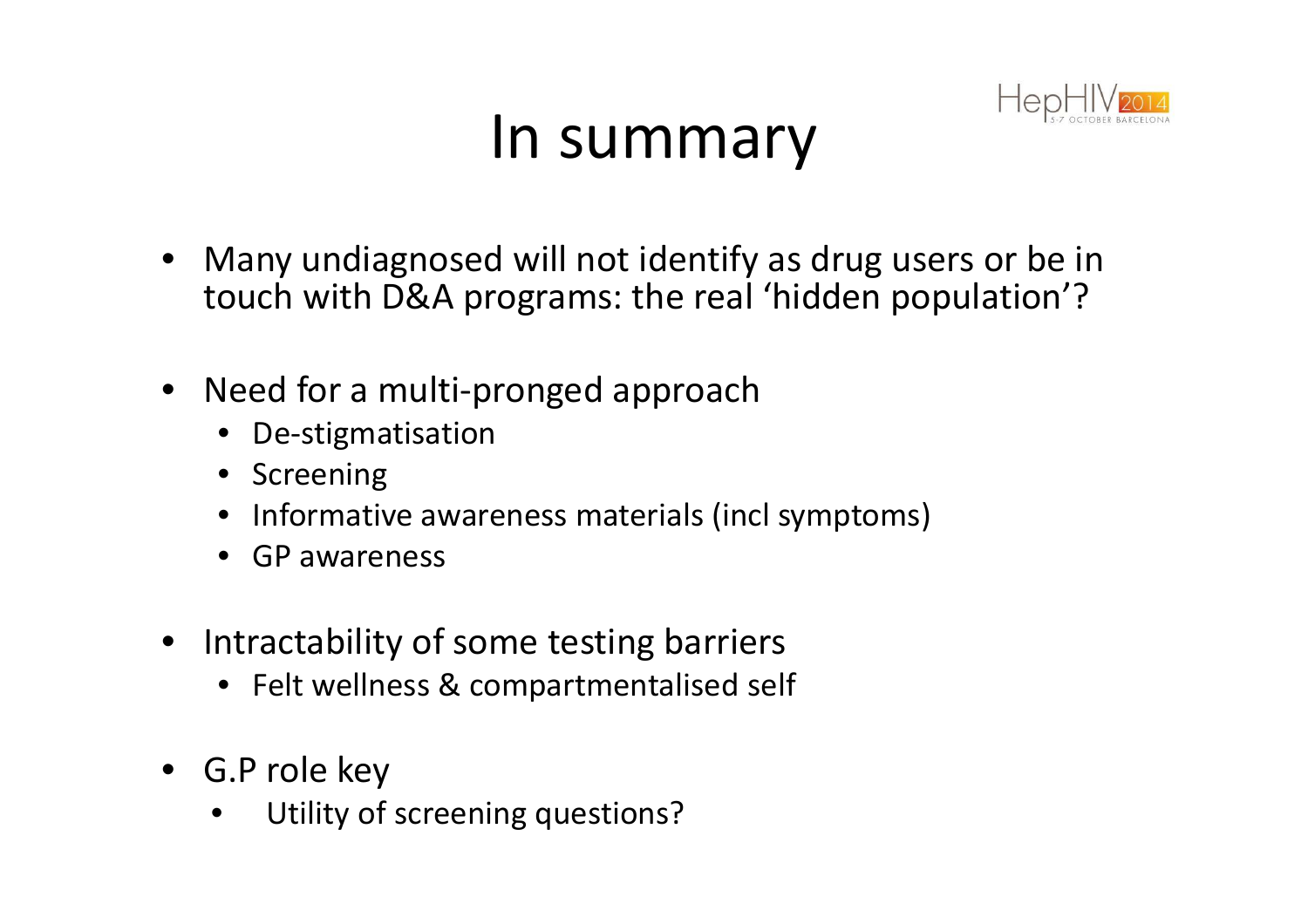# In summary

- Many undiagnosed will not identify as drug users or be in touch with D&A programs: the real ‘hidden population’?
- Need for a multi-pronged approach
  - De-stigmatisation
  - Screening
  - Informative awareness materials (incl symptoms)
  - GP awareness
- Intractability of some testing barriers
  - Felt wellness & compartmentalised self
- G.P role key
  - Utility of screening questions?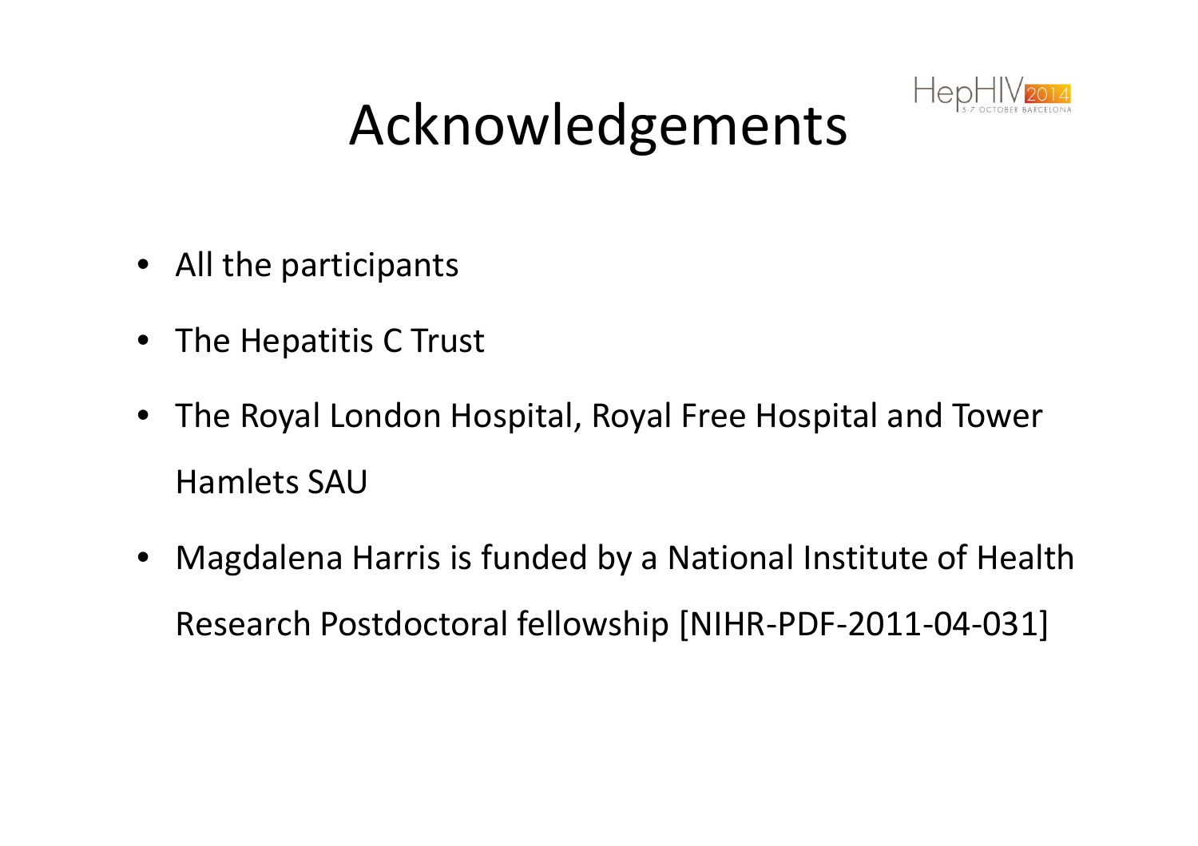# Acknowledgements

- All the participants
- The Hepatitis C Trust
- The Royal London Hospital, Royal Free Hospital and Tower Hamlets SAU
- Magdalena Harris is funded by a National Institute of Health Research Postdoctoral fellowship [NIHR-PDF-2011-04-031]